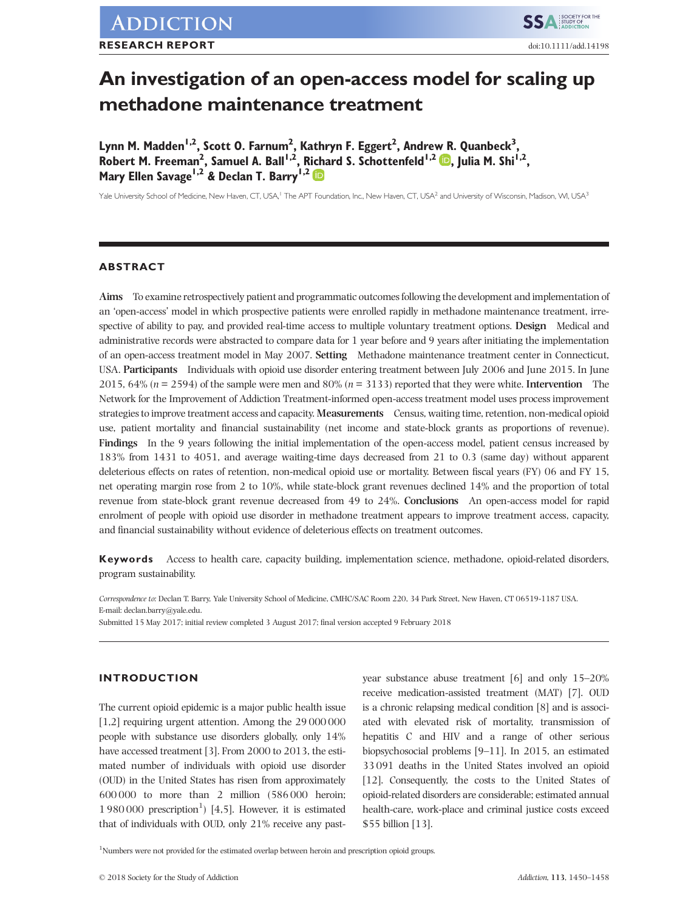ADDICTION

RESEARCH REPORT

doi:10.1111/add.14198

# An investigation of an open-access model for scaling up methadone maintenance treatment

**Lynn M. Madden[1,2], Scott O. Farnum[2], Kathryn F. Eggert[2], Andrew R. Quanbeck[3], Robert M. Freeman[2], Samuel A. Ball[1,2], Richard S. Schottenfeld[1,2], Julia M. Shi[1,2], Mary Ellen Savage[1,2] & Declan T. Barry[1,2]**

Yale University School of Medicine, New Haven, CT, USA,[1] The APT Foundation, Inc., New Haven, CT, USA[2] and University of Wisconsin, Madison, WI, USA[3]

## ABSTRACT

**Aims** To examine retrospectively patient and programmatic outcomes following the development and implementation of an 'open-access' model in which prospective patients were enrolled rapidly in methadone maintenance treatment, irrespective of ability to pay, and provided real-time access to multiple voluntary treatment options. **Design** Medical and administrative records were abstracted to compare data for 1 year before and 9 years after initiating the implementation of an open-access treatment model in May 2007. **Setting** Methadone maintenance treatment center in Connecticut, USA. **Participants** Individuals with opioid use disorder entering treatment between July 2006 and June 2015. In June 2015, 64% (*n* = 2594) of the sample were men and 80% (*n* = 3133) reported that they were white. **Intervention** The Network for the Improvement of Addiction Treatment-informed open-access treatment model uses process improvement strategies to improve treatment access and capacity. **Measurements** Census, waiting time, retention, non-medical opioid use, patient mortality and financial sustainability (net income and state-block grants as proportions of revenue). **Findings** In the 9 years following the initial implementation of the open-access model, patient census increased by 183% from 1431 to 4051, and average waiting-time days decreased from 21 to 0.3 (same day) without apparent deleterious effects on rates of retention, non-medical opioid use or mortality. Between fiscal years (FY) 06 and FY 15, net operating margin rose from 2 to 10%, while state-block grant revenues declined 14% and the proportion of total revenue from state-block grant revenue decreased from 49 to 24%. **Conclusions** An open-access model for rapid enrolment of people with opioid use disorder in methadone treatment appears to improve treatment access, capacity, and financial sustainability without evidence of deleterious effects on treatment outcomes.

**Keywords** Access to health care, capacity building, implementation science, methadone, opioid-related disorders, program sustainability.

*Correspondence to:* Declan T. Barry, Yale University School of Medicine, CMHC/SAC Room 220, 34 Park Street, New Haven, CT 06519-1187 USA. E-mail: declan.barry@yale.edu.

Submitted 15 May 2017; initial review completed 3 August 2017; final version accepted 9 February 2018

## INTRODUCTION

The current opioid epidemic is a major public health issue [1,2] requiring urgent attention. Among the 29 000 000 people with substance use disorders globally, only 14% have accessed treatment [3]. From 2000 to 2013, the estimated number of individuals with opioid use disorder (OUD) in the United States has risen from approximately 600 000 to more than 2 million (586 000 heroin; 1 980 000 prescription[1]) [4,5]. However, it is estimated that of individuals with OUD, only 21% receive any past-year substance abuse treatment [6] and only 15–20% receive medication-assisted treatment (MAT) [7]. OUD is a chronic relapsing medical condition [8] and is associated with elevated risk of mortality, transmission of hepatitis C and HIV and a range of other serious biopsychosocial problems [9–11]. In 2015, an estimated 33 091 deaths in the United States involved an opioid [12]. Consequently, the costs to the United States of opioid-related disorders are considerable; estimated annual health-care, work-place and criminal justice costs exceed $55 billion [13].

[1]Numbers were not provided for the estimated overlap between heroin and prescription opioid groups.

© 2018 Society for the Study of Addiction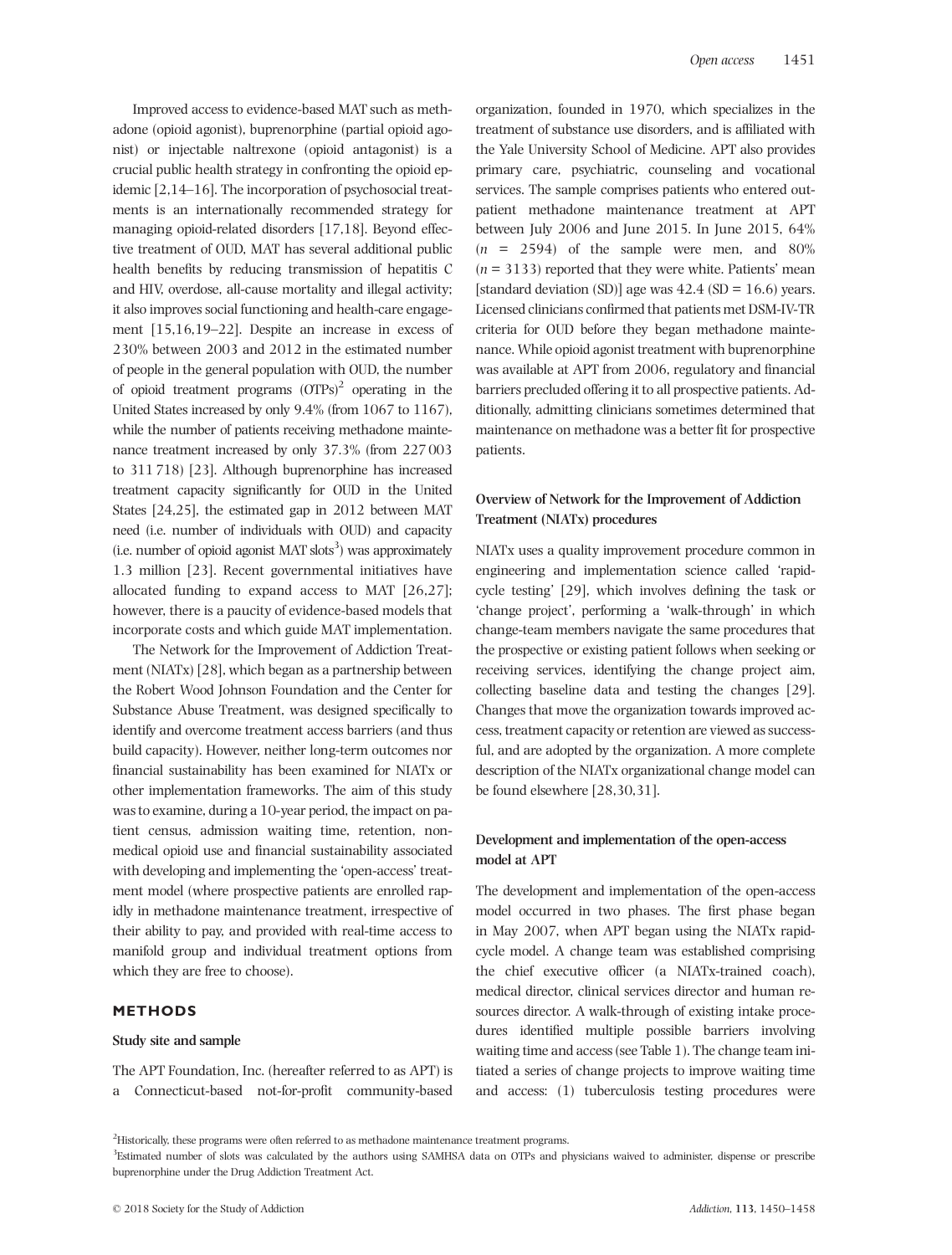Improved access to evidence-based MAT such as methadone (opioid agonist), buprenorphine (partial opioid agonist) or injectable naltrexone (opioid antagonist) is a crucial public health strategy in confronting the opioid epidemic [2,14–16]. The incorporation of psychosocial treatments is an internationally recommended strategy for managing opioid-related disorders [17,18]. Beyond effective treatment of OUD, MAT has several additional public health benefits by reducing transmission of hepatitis C and HIV, overdose, all-cause mortality and illegal activity; it also improves social functioning and health-care engagement [15,16,19–22]. Despite an increase in excess of 230% between 2003 and 2012 in the estimated number of people in the general population with OUD, the number of opioid treatment programs (OTPs)[2] operating in the United States increased by only 9.4% (from 1067 to 1167), while the number of patients receiving methadone maintenance treatment increased by only 37.3% (from 227 003 to 311 718) [23]. Although buprenorphine has increased treatment capacity significantly for OUD in the United States [24,25], the estimated gap in 2012 between MAT need (i.e. number of individuals with OUD) and capacity (i.e. number of opioid agonist MAT slots[3]) was approximately 1.3 million [23]. Recent governmental initiatives have allocated funding to expand access to MAT [26,27]; however, there is a paucity of evidence-based models that incorporate costs and which guide MAT implementation.

The Network for the Improvement of Addiction Treatment (NIATx) [28], which began as a partnership between the Robert Wood Johnson Foundation and the Center for Substance Abuse Treatment, was designed specifically to identify and overcome treatment access barriers (and thus build capacity). However, neither long-term outcomes nor financial sustainability has been examined for NIATx or other implementation frameworks. The aim of this study was to examine, during a 10-year period, the impact on patient census, admission waiting time, retention, non-medical opioid use and financial sustainability associated with developing and implementing the 'open-access' treatment model (where prospective patients are enrolled rapidly in methadone maintenance treatment, irrespective of their ability to pay, and provided with real-time access to manifold group and individual treatment options from which they are free to choose).

## METHODS

### Study site and sample

The APT Foundation, Inc. (hereafter referred to as APT) is a Connecticut-based not-for-profit community-based organization, founded in 1970, which specializes in the treatment of substance use disorders, and is affiliated with the Yale University School of Medicine. APT also provides primary care, psychiatric, counseling and vocational services. The sample comprises patients who entered outpatient methadone maintenance treatment at APT between July 2006 and June 2015. In June 2015, 64% ($n$ = 2594) of the sample were men, and 80% ($n$ = 3133) reported that they were white. Patients' mean [standard deviation (SD)] age was 42.4 (SD = 16.6) years. Licensed clinicians confirmed that patients met DSM-IV-TR criteria for OUD before they began methadone maintenance. While opioid agonist treatment with buprenorphine was available at APT from 2006, regulatory and financial barriers precluded offering it to all prospective patients. Additionally, admitting clinicians sometimes determined that maintenance on methadone was a better fit for prospective patients.

### Overview of Network for the Improvement of Addiction Treatment (NIATx) procedures

NIATx uses a quality improvement procedure common in engineering and implementation science called 'rapid-cycle testing' [29], which involves defining the task or 'change project', performing a 'walk-through' in which change-team members navigate the same procedures that the prospective or existing patient follows when seeking or receiving services, identifying the change project aim, collecting baseline data and testing the changes [29]. Changes that move the organization towards improved access, treatment capacity or retention are viewed as successful, and are adopted by the organization. A more complete description of the NIATx organizational change model can be found elsewhere [28,30,31].

### Development and implementation of the open-access model at APT

The development and implementation of the open-access model occurred in two phases. The first phase began in May 2007, when APT began using the NIATx rapid-cycle model. A change team was established comprising the chief executive officer (a NIATx-trained coach), medical director, clinical services director and human resources director. A walk-through of existing intake procedures identified multiple possible barriers involving waiting time and access (see Table 1). The change team initiated a series of change projects to improve waiting time and access: (1) tuberculosis testing procedures were

[2] Historically, these programs were often referred to as methadone maintenance treatment programs.

[3] Estimated number of slots was calculated by the authors using SAMHSA data on OTPs and physicians waived to administer, dispense or prescribe buprenorphine under the Drug Addiction Treatment Act.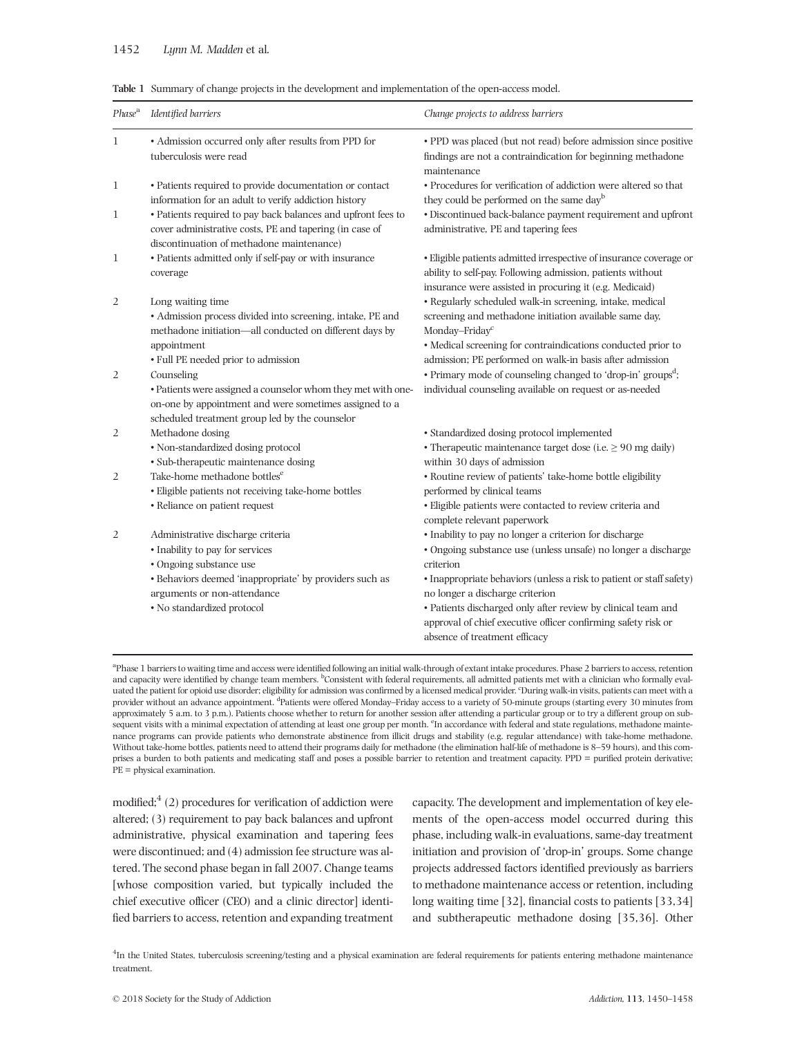**Table 1** Summary of change projects in the development and implementation of the open-access model.

| Phase[a] | Identified barriers | Change projects to address barriers |
|---|---|---|
| 1 | • Admission occurred only after results from PPD for tuberculosis were read | • PPD was placed (but not read) before admission since positive findings are not a contraindication for beginning methadone maintenance |
| 1 | • Patients required to provide documentation or contact information for an adult to verify addiction history | • Procedures for verification of addiction were altered so that they could be performed on the same day[b] |
| 1 | • Patients required to pay back balances and upfront fees to cover administrative costs, PE and tapering (in case of discontinuation of methadone maintenance) | • Discontinued back-balance payment requirement and upfront administrative, PE and tapering fees |
| 1 | • Patients admitted only if self-pay or with insurance coverage | • Eligible patients admitted irrespective of insurance coverage or ability to self-pay. Following admission, patients without insurance were assisted in procuring it (e.g. Medicaid) |
| 2 | Long waiting time<br>• Admission process divided into screening, intake, PE and methadone initiation—all conducted on different days by appointment<br>• Full PE needed prior to admission | • Regularly scheduled walk-in screening, intake, medical screening and methadone initiation available same day, Monday–Friday[c]<br>• Medical screening for contraindications conducted prior to admission; PE performed on walk-in basis after admission |
| 2 | Counseling<br>• Patients were assigned a counselor whom they met with one-on-one by appointment and were sometimes assigned to a scheduled treatment group led by the counselor | • Primary mode of counseling changed to 'drop-in' groups[d]; individual counseling available on request or as-needed |
| 2 | Methadone dosing<br>• Non-standardized dosing protocol<br>• Sub-therapeutic maintenance dosing | • Standardized dosing protocol implemented<br>• Therapeutic maintenance target dose (i.e. $\geq$ 90 mg daily) within 30 days of admission |
| 2 | Take-home methadone bottles[e]<br>• Eligible patients not receiving take-home bottles<br>• Reliance on patient request | • Routine review of patients' take-home bottle eligibility performed by clinical teams<br>• Eligible patients were contacted to review criteria and complete relevant paperwork |
| 2 | Administrative discharge criteria<br>• Inability to pay for services<br>• Ongoing substance use<br>• Behaviors deemed 'inappropriate' by providers such as arguments or non-attendance<br>• No standardized protocol | • Inability to pay no longer a criterion for discharge<br>• Ongoing substance use (unless unsafe) no longer a discharge criterion<br>• Inappropriate behaviors (unless a risk to patient or staff safety) no longer a discharge criterion<br>• Patients discharged only after review by clinical team and approval of chief executive officer confirming safety risk or absence of treatment efficacy |

[a]Phase 1 barriers to waiting time and access were identified following an initial walk-through of extant intake procedures. Phase 2 barriers to access, retention and capacity were identified by change team members. [b]Consistent with federal requirements, all admitted patients met with a clinician who formally evaluated the patient for opioid use disorder; eligibility for admission was confirmed by a licensed medical provider. [c]During walk-in visits, patients can meet with a provider without an advance appointment. [d]Patients were offered Monday–Friday access to a variety of 50-minute groups (starting every 30 minutes from approximately 5 a.m. to 3 p.m.). Patients choose whether to return for another session after attending a particular group or to try a different group on subsequent visits with a minimal expectation of attending at least one group per month. [e]In accordance with federal and state regulations, methadone maintenance programs can provide patients who demonstrate abstinence from illicit drugs and stability (e.g. regular attendance) with take-home methadone. Without take-home bottles, patients need to attend their programs daily for methadone (the elimination half-life of methadone is 8–59 hours), and this comprises a burden to both patients and medicating staff and poses a possible barrier to retention and treatment capacity. PPD = purified protein derivative; PE = physical examination.

modified;[4] (2) procedures for verification of addiction were altered; (3) requirement to pay back balances and upfront administrative, physical examination and tapering fees were discontinued; and (4) admission fee structure was altered. The second phase began in fall 2007. Change teams [whose composition varied, but typically included the chief executive officer (CEO) and a clinic director] identified barriers to access, retention and expanding treatment capacity. The development and implementation of key elements of the open-access model occurred during this phase, including walk-in evaluations, same-day treatment initiation and provision of 'drop-in' groups. Some change projects addressed factors identified previously as barriers to methadone maintenance access or retention, including long waiting time [32], financial costs to patients [33,34] and subtherapeutic methadone dosing [35,36]. Other

[4]In the United States, tuberculosis screening/testing and a physical examination are federal requirements for patients entering methadone maintenance treatment.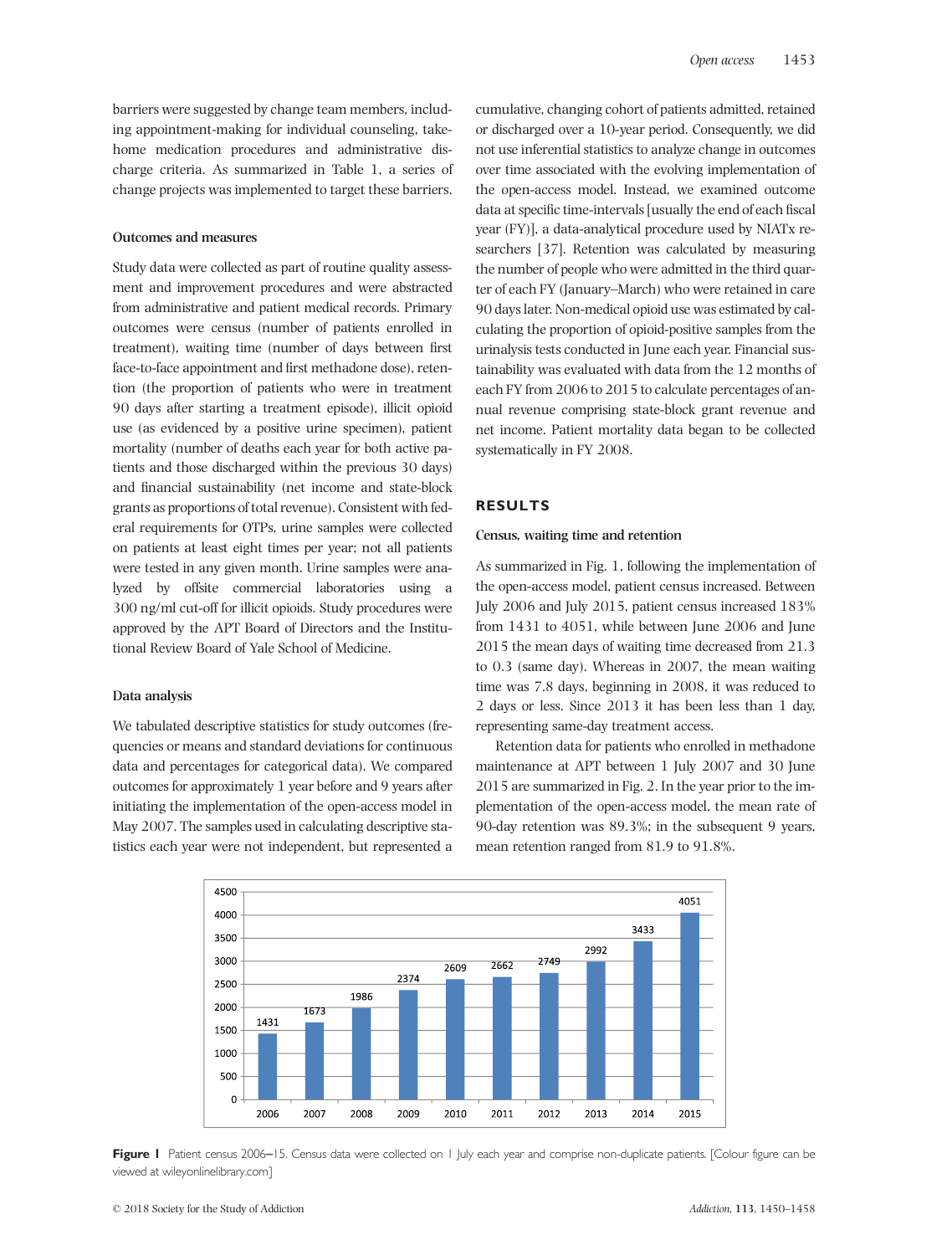barriers were suggested by change team members, including appointment-making for individual counseling, take-home medication procedures and administrative discharge criteria. As summarized in Table 1, a series of change projects was implemented to target these barriers.

### Outcomes and measures

Study data were collected as part of routine quality assessment and improvement procedures and were abstracted from administrative and patient medical records. Primary outcomes were census (number of patients enrolled in treatment), waiting time (number of days between first face-to-face appointment and first methadone dose), retention (the proportion of patients who were in treatment 90 days after starting a treatment episode), illicit opioid use (as evidenced by a positive urine specimen), patient mortality (number of deaths each year for both active patients and those discharged within the previous 30 days) and financial sustainability (net income and state-block grants as proportions of total revenue). Consistent with federal requirements for OTPs, urine samples were collected on patients at least eight times per year; not all patients were tested in any given month. Urine samples were analyzed by offsite commercial laboratories using a 300 ng/ml cut-off for illicit opioids. Study procedures were approved by the APT Board of Directors and the Institutional Review Board of Yale School of Medicine.

### Data analysis

We tabulated descriptive statistics for study outcomes (frequencies or means and standard deviations for continuous data and percentages for categorical data). We compared outcomes for approximately 1 year before and 9 years after initiating the implementation of the open-access model in May 2007. The samples used in calculating descriptive statistics each year were not independent, but represented a cumulative, changing cohort of patients admitted, retained or discharged over a 10-year period. Consequently, we did not use inferential statistics to analyze change in outcomes over time associated with the evolving implementation of the open-access model. Instead, we examined outcome data at specific time-intervals [usually the end of each fiscal year (FY)], a data-analytical procedure used by NIATx researchers [37]. Retention was calculated by measuring the number of people who were admitted in the third quarter of each FY (January–March) who were retained in care 90 days later. Non-medical opioid use was estimated by calculating the proportion of opioid-positive samples from the urinalysis tests conducted in June each year. Financial sustainability was evaluated with data from the 12 months of each FY from 2006 to 2015 to calculate percentages of annual revenue comprising state-block grant revenue and net income. Patient mortality data began to be collected systematically in FY 2008.

## RESULTS

### Census, waiting time and retention

As summarized in Fig. 1, following the implementation of the open-access model, patient census increased. Between July 2006 and July 2015, patient census increased 183% from 1431 to 4051, while between June 2006 and June 2015 the mean days of waiting time decreased from 21.3 to 0.3 (same day). Whereas in 2007, the mean waiting time was 7.8 days, beginning in 2008, it was reduced to 2 days or less. Since 2013 it has been less than 1 day, representing same-day treatment access.

Retention data for patients who enrolled in methadone maintenance at APT between 1 July 2007 and 30 June 2015 are summarized in Fig. 2. In the year prior to the implementation of the open-access model, the mean rate of 90-day retention was 89.3%; in the subsequent 9 years, mean retention ranged from 81.9 to 91.8%.

**Figure 1** Patient census 2006–15. Census data were collected on 1 July each year and comprise non-duplicate patients. [Colour figure can be viewed at wileyonlinelibrary.com]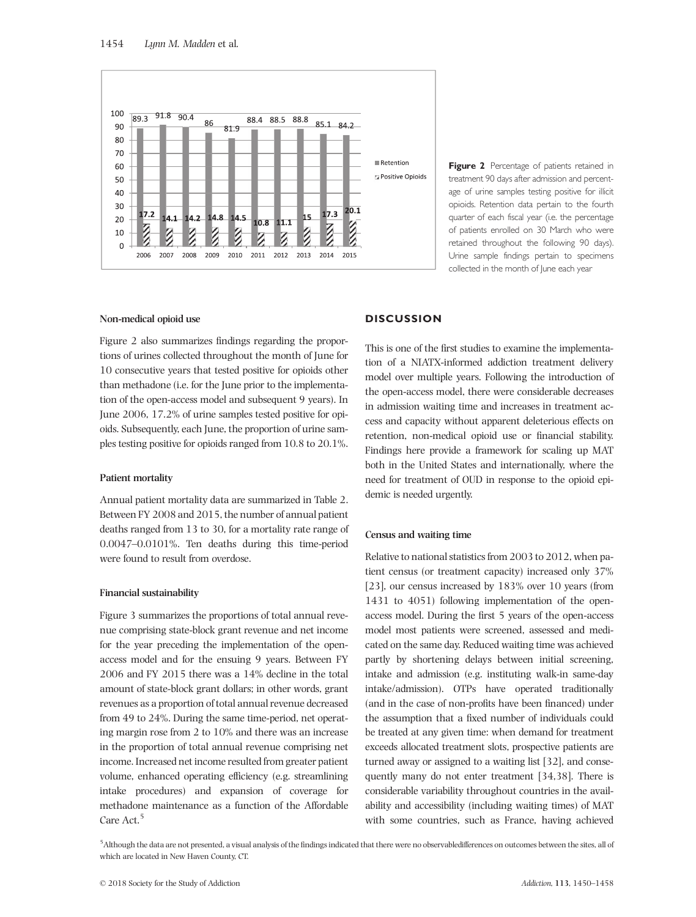Figure 2 Percentage of patients retained in treatment 90 days after admission and percentage of urine samples testing positive for illicit opioids. Retention data pertain to the fourth quarter of each fiscal year (i.e. the percentage of patients enrolled on 30 March who were retained throughout the following 90 days). Urine sample findings pertain to specimens collected in the month of June each year

#### Non-medical opioid use

Figure 2 also summarizes findings regarding the proportions of urines collected throughout the month of June for 10 consecutive years that tested positive for opioids other than methadone (i.e. for the June prior to the implementation of the open-access model and subsequent 9 years). In June 2006, 17.2% of urine samples tested positive for opioids. Subsequently, each June, the proportion of urine samples testing positive for opioids ranged from 10.8 to 20.1%.

#### Patient mortality

Annual patient mortality data are summarized in Table 2. Between FY 2008 and 2015, the number of annual patient deaths ranged from 13 to 30, for a mortality rate range of 0.0047–0.0101%. Ten deaths during this time-period were found to result from overdose.

#### Financial sustainability

Figure 3 summarizes the proportions of total annual revenue comprising state-block grant revenue and net income for the year preceding the implementation of the open-access model and for the ensuing 9 years. Between FY 2006 and FY 2015 there was a 14% decline in the total amount of state-block grant dollars; in other words, grant revenues as a proportion of total annual revenue decreased from 49 to 24%. During the same time-period, net operating margin rose from 2 to 10% and there was an increase in the proportion of total annual revenue comprising net income. Increased net income resulted from greater patient volume, enhanced operating efficiency (e.g. streamlining intake procedures) and expansion of coverage for methadone maintenance as a function of the Affordable Care Act.[5]

## DISCUSSION

This is one of the first studies to examine the implementation of a NIATX-informed addiction treatment delivery model over multiple years. Following the introduction of the open-access model, there were considerable decreases in admission waiting time and increases in treatment access and capacity without apparent deleterious effects on retention, non-medical opioid use or financial stability. Findings here provide a framework for scaling up MAT both in the United States and internationally, where the need for treatment of OUD in response to the opioid epidemic is needed urgently.

#### Census and waiting time

Relative to national statistics from 2003 to 2012, when patient census (or treatment capacity) increased only 37% [23], our census increased by 183% over 10 years (from 1431 to 4051) following implementation of the open-access model. During the first 5 years of the open-access model most patients were screened, assessed and medicated on the same day. Reduced waiting time was achieved partly by shortening delays between initial screening, intake and admission (e.g. instituting walk-in same-day intake/admission). OTPs have operated traditionally (and in the case of non-profits have been financed) under the assumption that a fixed number of individuals could be treated at any given time: when demand for treatment exceeds allocated treatment slots, prospective patients are turned away or assigned to a waiting list [32], and consequently many do not enter treatment [34,38]. There is considerable variability throughout countries in the availability and accessibility (including waiting times) of MAT with some countries, such as France, having achieved

[5]Although the data are not presented, a visual analysis of the findings indicated that there were no observabledifferences on outcomes between the sites, all of which are located in New Haven County, CT.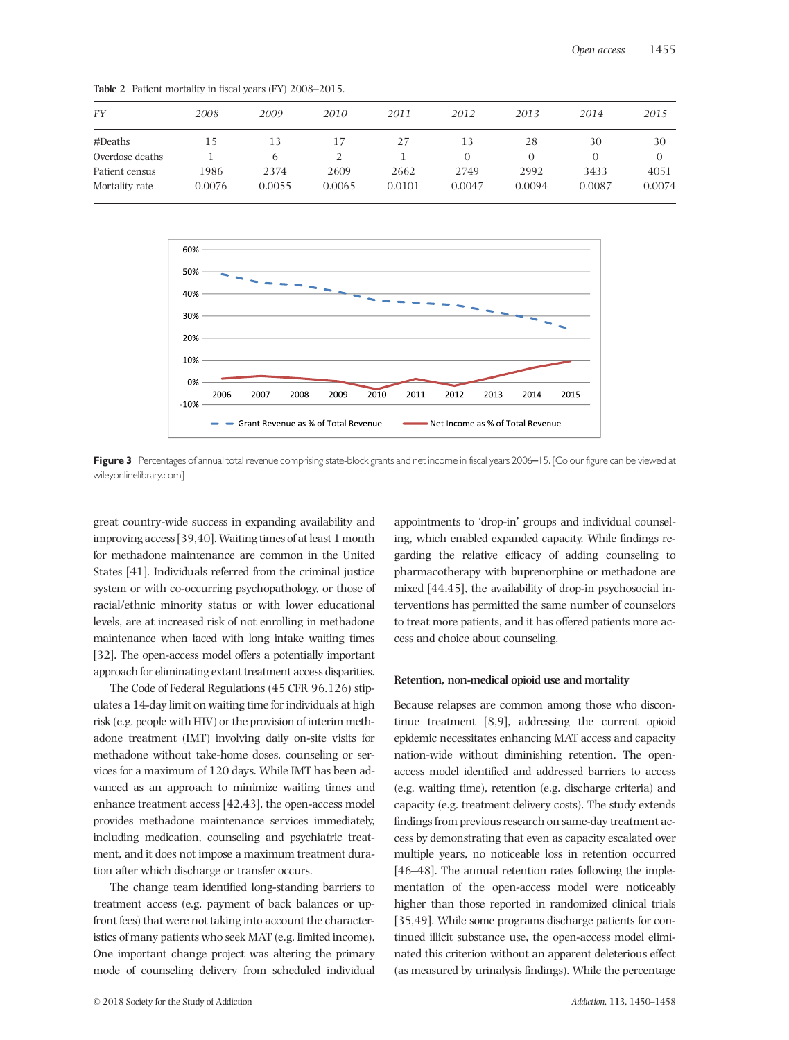Table 2 Patient mortality in fiscal years (FY) 2008–2015.

| FY | 2008 | 2009 | 2010 | 2011 | 2012 | 2013 | 2014 | 2015 |
|---|---|---|---|---|---|---|---|---|
| #Deaths | 15 | 13 | 17 | 27 | 13 | 28 | 30 | 30 |
| Overdose deaths | 1 | 6 | 2 | 1 | 0 | 0 | 0 | 0 |
| Patient census | 1986 | 2374 | 2609 | 2662 | 2749 | 2992 | 3433 | 4051 |
| Mortality rate | 0.0076 | 0.0055 | 0.0065 | 0.0101 | 0.0047 | 0.0094 | 0.0087 | 0.0074 |

**Figure 3** Percentages of annual total revenue comprising state-block grants and net income in fiscal years 2006–15. [Colour figure can be viewed at wileyonlinelibrary.com]

great country-wide success in expanding availability and improving access [39,40]. Waiting times of at least 1 month for methadone maintenance are common in the United States [41]. Individuals referred from the criminal justice system or with co-occurring psychopathology, or those of racial/ethnic minority status or with lower educational levels, are at increased risk of not enrolling in methadone maintenance when faced with long intake waiting times [32]. The open-access model offers a potentially important approach for eliminating extant treatment access disparities.

The Code of Federal Regulations (45 CFR 96.126) stipulates a 14-day limit on waiting time for individuals at high risk (e.g. people with HIV) or the provision of interim methadone treatment (IMT) involving daily on-site visits for methadone without take-home doses, counseling or services for a maximum of 120 days. While IMT has been advanced as an approach to minimize waiting times and enhance treatment access [42,43], the open-access model provides methadone maintenance services immediately, including medication, counseling and psychiatric treatment, and it does not impose a maximum treatment duration after which discharge or transfer occurs.

The change team identified long-standing barriers to treatment access (e.g. payment of back balances or upfront fees) that were not taking into account the characteristics of many patients who seek MAT (e.g. limited income). One important change project was altering the primary mode of counseling delivery from scheduled individual appointments to 'drop-in' groups and individual counseling, which enabled expanded capacity. While findings regarding the relative efficacy of adding counseling to pharmacotherapy with buprenorphine or methadone are mixed [44,45], the availability of drop-in psychosocial interventions has permitted the same number of counselors to treat more patients, and it has offered patients more access and choice about counseling.

### Retention, non-medical opioid use and mortality

Because relapses are common among those who discontinue treatment [8,9], addressing the current opioid epidemic necessitates enhancing MAT access and capacity nation-wide without diminishing retention. The open-access model identified and addressed barriers to access (e.g. waiting time), retention (e.g. discharge criteria) and capacity (e.g. treatment delivery costs). The study extends findings from previous research on same-day treatment access by demonstrating that even as capacity escalated over multiple years, no noticeable loss in retention occurred [46–48]. The annual retention rates following the implementation of the open-access model were noticeably higher than those reported in randomized clinical trials [35,49]. While some programs discharge patients for continued illicit substance use, the open-access model eliminated this criterion without an apparent deleterious effect (as measured by urinalysis findings). While the percentage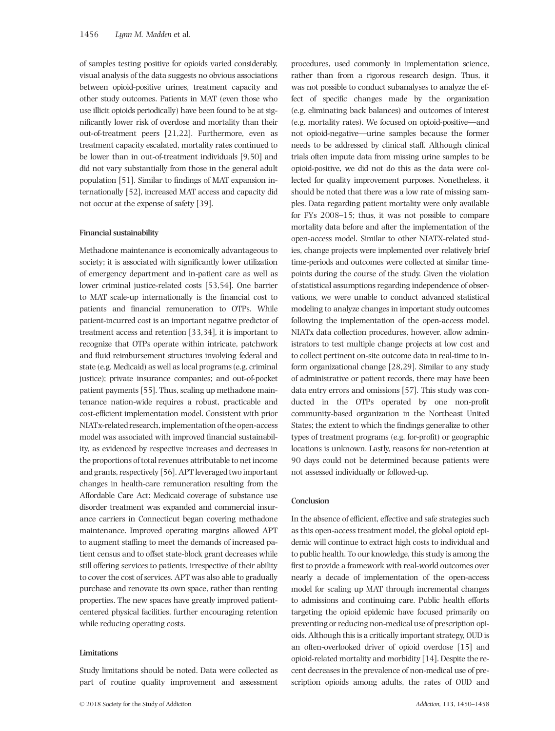of samples testing positive for opioids varied considerably, visual analysis of the data suggests no obvious associations between opioid-positive urines, treatment capacity and other study outcomes. Patients in MAT (even those who use illicit opioids periodically) have been found to be at significantly lower risk of overdose and mortality than their out-of-treatment peers [21,22]. Furthermore, even as treatment capacity escalated, mortality rates continued to be lower than in out-of-treatment individuals [9,50] and did not vary substantially from those in the general adult population [51]. Similar to findings of MAT expansion internationally [52], increased MAT access and capacity did not occur at the expense of safety [39].

#### Financial sustainability

Methadone maintenance is economically advantageous to society; it is associated with significantly lower utilization of emergency department and in-patient care as well as lower criminal justice-related costs [53,54]. One barrier to MAT scale-up internationally is the financial cost to patients and financial remuneration to OTPs. While patient-incurred cost is an important negative predictor of treatment access and retention [33,34], it is important to recognize that OTPs operate within intricate, patchwork and fluid reimbursement structures involving federal and state (e.g. Medicaid) as well as local programs (e.g. criminal justice); private insurance companies; and out-of-pocket patient payments [55]. Thus, scaling up methadone maintenance nation-wide requires a robust, practicable and cost-efficient implementation model. Consistent with prior NIATx-related research, implementation of the open-access model was associated with improved financial sustainability, as evidenced by respective increases and decreases in the proportions of total revenues attributable to net income and grants, respectively [56]. APT leveraged two important changes in health-care remuneration resulting from the Affordable Care Act: Medicaid coverage of substance use disorder treatment was expanded and commercial insurance carriers in Connecticut began covering methadone maintenance. Improved operating margins allowed APT to augment staffing to meet the demands of increased patient census and to offset state-block grant decreases while still offering services to patients, irrespective of their ability to cover the cost of services. APT was also able to gradually purchase and renovate its own space, rather than renting properties. The new spaces have greatly improved patient-centered physical facilities, further encouraging retention while reducing operating costs.

#### Limitations

Study limitations should be noted. Data were collected as part of routine quality improvement and assessment procedures, used commonly in implementation science, rather than from a rigorous research design. Thus, it was not possible to conduct subanalyses to analyze the effect of specific changes made by the organization (e.g. eliminating back balances) and outcomes of interest (e.g. mortality rates). We focused on opioid-positive—and not opioid-negative—urine samples because the former needs to be addressed by clinical staff. Although clinical trials often impute data from missing urine samples to be opioid-positive, we did not do this as the data were collected for quality improvement purposes. Nonetheless, it should be noted that there was a low rate of missing samples. Data regarding patient mortality were only available for FYs 2008–15; thus, it was not possible to compare mortality data before and after the implementation of the open-access model. Similar to other NIATX-related studies, change projects were implemented over relatively brief time-periods and outcomes were collected at similar time-points during the course of the study. Given the violation of statistical assumptions regarding independence of observations, we were unable to conduct advanced statistical modeling to analyze changes in important study outcomes following the implementation of the open-access model. NIATx data collection procedures, however, allow administrators to test multiple change projects at low cost and to collect pertinent on-site outcome data in real-time to inform organizational change [28,29]. Similar to any study of administrative or patient records, there may have been data entry errors and omissions [57]. This study was conducted in the OTPs operated by one non-profit community-based organization in the Northeast United States; the extent to which the findings generalize to other types of treatment programs (e.g. for-profit) or geographic locations is unknown. Lastly, reasons for non-retention at 90 days could not be determined because patients were not assessed individually or followed-up.

### Conclusion

In the absence of efficient, effective and safe strategies such as this open-access treatment model, the global opioid epidemic will continue to extract high costs to individual and to public health. To our knowledge, this study is among the first to provide a framework with real-world outcomes over nearly a decade of implementation of the open-access model for scaling up MAT through incremental changes to admissions and continuing care. Public health efforts targeting the opioid epidemic have focused primarily on preventing or reducing non-medical use of prescription opioids. Although this is a critically important strategy, OUD is an often-overlooked driver of opioid overdose [15] and opioid-related mortality and morbidity [14]. Despite the recent decreases in the prevalence of non-medical use of prescription opioids among adults, the rates of OUD and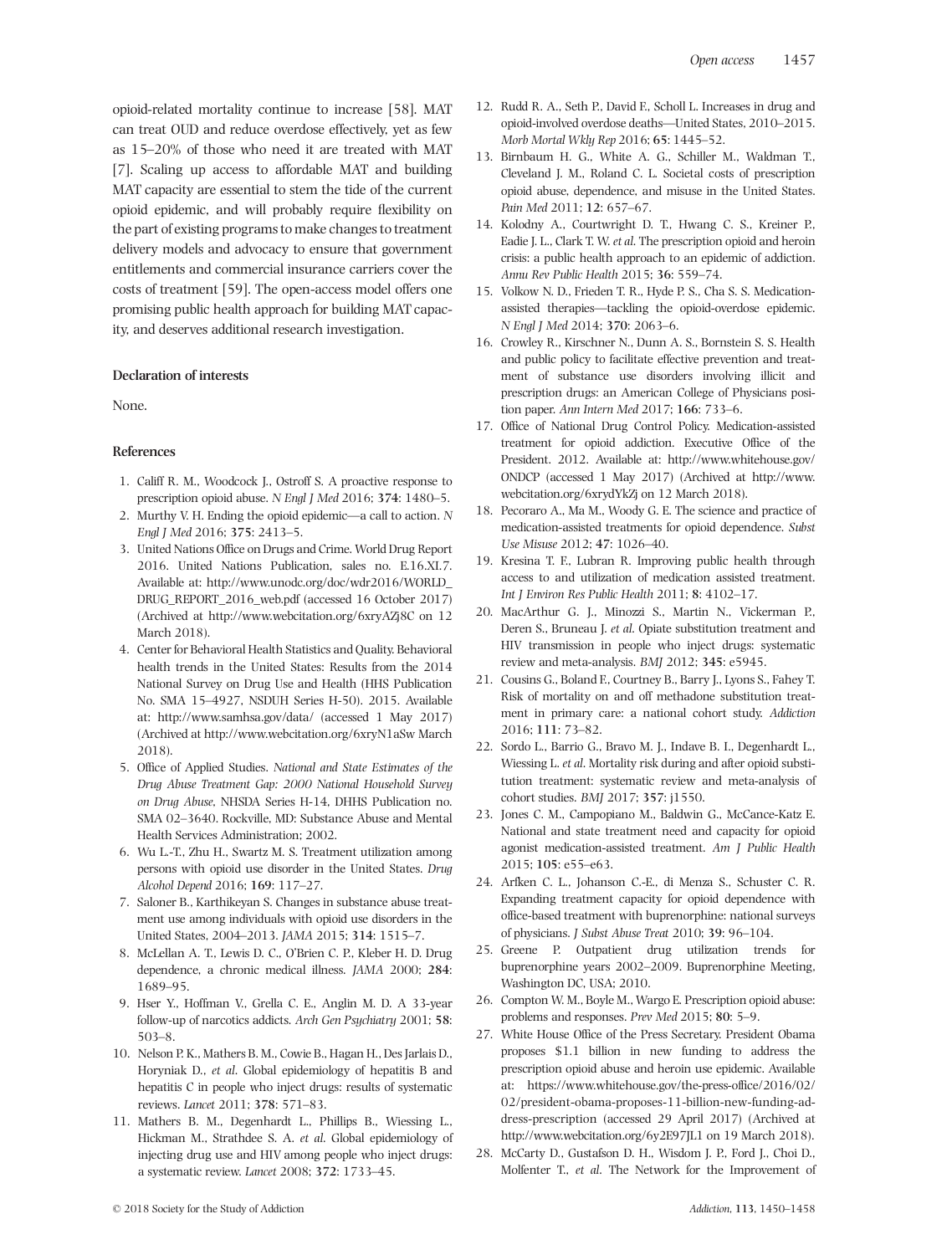opioid-related mortality continue to increase [58]. MAT can treat OUD and reduce overdose effectively, yet as few as 15–20% of those who need it are treated with MAT [7]. Scaling up access to affordable MAT and building MAT capacity are essential to stem the tide of the current opioid epidemic, and will probably require flexibility on the part of existing programs to make changes to treatment delivery models and advocacy to ensure that government entitlements and commercial insurance carriers cover the costs of treatment [59]. The open-access model offers one promising public health approach for building MAT capacity, and deserves additional research investigation.

### Declaration of interests

None.

### References

1. Califf R. M., Woodcock J., Ostroff S. A proactive response to prescription opioid abuse. *N Engl J Med* 2016; **374**: 1480–5.
2. Murthy V. H. Ending the opioid epidemic—a call to action. *N Engl J Med* 2016; **375**: 2413–5.
3. United Nations Office on Drugs and Crime. World Drug Report 2016. United Nations Publication, sales no. E.16.XI.7. Available at: http://www.unodc.org/doc/wdr2016/WORLD_DRUG_REPORT_2016_web.pdf (accessed 16 October 2017) (Archived at http://www.webcitation.org/6xryAZj8C on 12 March 2018).
4. Center for Behavioral Health Statistics and Quality. Behavioral health trends in the United States: Results from the 2014 National Survey on Drug Use and Health (HHS Publication No. SMA 15–4927, NSDUH Series H-50). 2015. Available at: http://www.samhsa.gov/data/ (accessed 1 May 2017) (Archived at http://www.webcitation.org/6xryN1aSw March 2018).
5. Office of Applied Studies. *National and State Estimates of the Drug Abuse Treatment Gap: 2000 National Household Survey on Drug Abuse*, NHSDA Series H-14, DHHS Publication no. SMA 02–3640. Rockville, MD: Substance Abuse and Mental Health Services Administration; 2002.
6. Wu L.-T., Zhu H., Swartz M. S. Treatment utilization among persons with opioid use disorder in the United States. *Drug Alcohol Depend* 2016; **169**: 117–27.
7. Saloner B., Karthikeyan S. Changes in substance abuse treatment use among individuals with opioid use disorders in the United States, 2004–2013. *JAMA* 2015; **314**: 1515–7.
8. McLellan A. T., Lewis D. C., O'Brien C. P., Kleber H. D. Drug dependence, a chronic medical illness. *JAMA* 2000; **284**: 1689–95.
9. Hser Y., Hoffman V., Grella C. E., Anglin M. D. A 33-year follow-up of narcotics addicts. *Arch Gen Psychiatry* 2001; **58**: 503–8.
10. Nelson P. K., Mathers B. M., Cowie B., Hagan H., Des Jarlais D., Horyniak D., *et al.* Global epidemiology of hepatitis B and hepatitis C in people who inject drugs: results of systematic reviews. *Lancet* 2011; **378**: 571–83.
11. Mathers B. M., Degenhardt L., Phillips B., Wiessing L., Hickman M., Strathdee S. A. *et al.* Global epidemiology of injecting drug use and HIV among people who inject drugs: a systematic review. *Lancet* 2008; **372**: 1733–45.
12. Rudd R. A., Seth P., David F., Scholl L. Increases in drug and opioid-involved overdose deaths—United States, 2010–2015. *Morb Mortal Wkly Rep* 2016; **65**: 1445–52.
13. Birnbaum H. G., White A. G., Schiller M., Waldman T., Cleveland J. M., Roland C. L. Societal costs of prescription opioid abuse, dependence, and misuse in the United States. *Pain Med* 2011; **12**: 657–67.
14. Kolodny A., Courtwright D. T., Hwang C. S., Kreiner P., Eadie J. L., Clark T. W. *et al.* The prescription opioid and heroin crisis: a public health approach to an epidemic of addiction. *Annu Rev Public Health* 2015; **36**: 559–74.
15. Volkow N. D., Frieden T. R., Hyde P. S., Cha S. S. Medication-assisted therapies—tackling the opioid-overdose epidemic. *N Engl J Med* 2014; **370**: 2063–6.
16. Crowley R., Kirschner N., Dunn A. S., Bornstein S. S. Health and public policy to facilitate effective prevention and treatment of substance use disorders involving illicit and prescription drugs: an American College of Physicians position paper. *Ann Intern Med* 2017; **166**: 733–6.
17. Office of National Drug Control Policy. Medication-assisted treatment for opioid addiction. Executive Office of the President. 2012. Available at: http://www.whitehouse.gov/ONDCP (accessed 1 May 2017) (Archived at http://www.webcitation.org/6xrydYkZj on 12 March 2018).
18. Pecoraro A., Ma M., Woody G. E. The science and practice of medication-assisted treatments for opioid dependence. *Subst Use Misuse* 2012; **47**: 1026–40.
19. Kresina T. F., Lubran R. Improving public health through access to and utilization of medication assisted treatment. *Int J Environ Res Public Health* 2011; **8**: 4102–17.
20. MacArthur G. J., Minozzi S., Martin N., Vickerman P., Deren S., Bruneau J. *et al.* Opiate substitution treatment and HIV transmission in people who inject drugs: systematic review and meta-analysis. *BMJ* 2012; **345**: e5945.
21. Cousins G., Boland F., Courtney B., Barry J., Lyons S., Fahey T. Risk of mortality on and off methadone substitution treatment in primary care: a national cohort study. *Addiction* 2016; **111**: 73–82.
22. Sordo L., Barrio G., Bravo M. J., Indave B. I., Degenhardt L., Wiessing L. *et al.* Mortality risk during and after opioid substitution treatment: systematic review and meta-analysis of cohort studies. *BMJ* 2017; **357**: j1550.
23. Jones C. M., Campopiano M., Baldwin G., McCance-Katz E. National and state treatment need and capacity for opioid agonist medication-assisted treatment. *Am J Public Health* 2015; **105**: e55–e63.
24. Arfken C. L., Johanson C.-E., di Menza S., Schuster C. R. Expanding treatment capacity for opioid dependence with office-based treatment with buprenorphine: national surveys of physicians. *J Subst Abuse Treat* 2010; **39**: 96–104.
25. Greene P. Outpatient drug utilization trends for buprenorphine years 2002–2009. Buprenorphine Meeting, Washington DC, USA; 2010.
26. Compton W. M., Boyle M., Wargo E. Prescription opioid abuse: problems and responses. *Prev Med* 2015; **80**: 5–9.
27. White House Office of the Press Secretary. President Obama proposes $1.1 billion in new funding to address the prescription opioid abuse and heroin use epidemic. Available at: https://www.whitehouse.gov/the-press-office/2016/02/02/president-obama-proposes-11-billion-new-funding-address-prescription (accessed 29 April 2017) (Archived at http://www.webcitation.org/6y2E97JL1 on 19 March 2018).
28. McCarty D., Gustafson D. H., Wisdom J. P., Ford J., Choi D., Molfenter T., *et al.* The Network for the Improvement of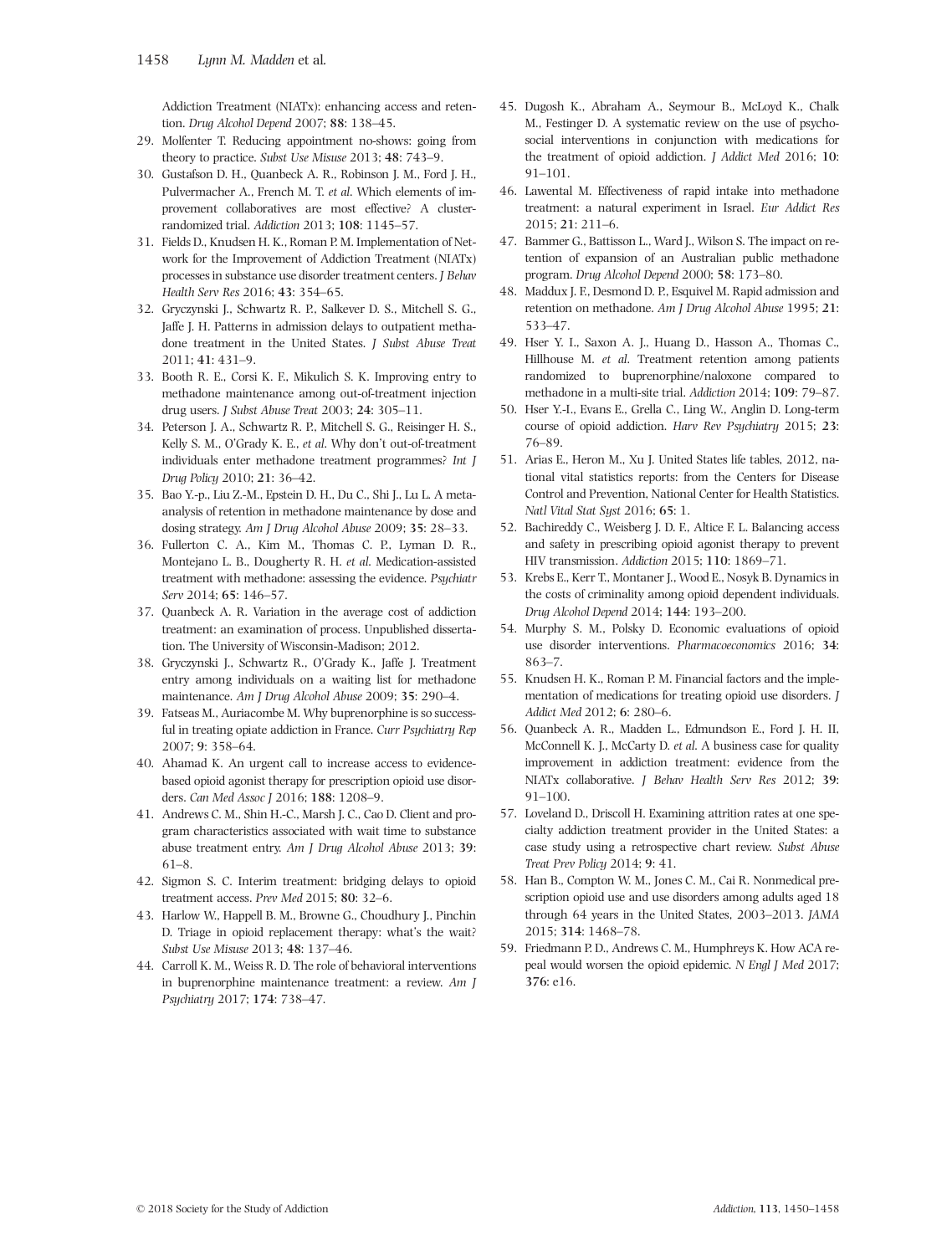Addiction Treatment (NIATx): enhancing access and retention. *Drug Alcohol Depend* 2007; **88**: 138–45.

29. Molfenter T. Reducing appointment no-shows: going from theory to practice. *Subst Use Misuse* 2013; **48**: 743–9.
30. Gustafson D. H., Quanbeck A. R., Robinson J. M., Ford J. H., Pulvermacher A., French M. T. *et al*. Which elements of improvement collaboratives are most effective? A cluster-randomized trial. *Addiction* 2013; **108**: 1145–57.
31. Fields D., Knudsen H. K., Roman P. M. Implementation of Network for the Improvement of Addiction Treatment (NIATx) processes in substance use disorder treatment centers. *J Behav Health Serv Res* 2016; **43**: 354–65.
32. Gryczynski J., Schwartz R. P., Salkever D. S., Mitchell S. G., Jaffe J. H. Patterns in admission delays to outpatient methadone treatment in the United States. *J Subst Abuse Treat* 2011; **41**: 431–9.
33. Booth R. E., Corsi K. F., Mikulich S. K. Improving entry to methadone maintenance among out-of-treatment injection drug users. *J Subst Abuse Treat* 2003; **24**: 305–11.
34. Peterson J. A., Schwartz R. P., Mitchell S. G., Reisinger H. S., Kelly S. M., O'Grady K. E., *et al*. Why don't out-of-treatment individuals enter methadone treatment programmes? *Int J Drug Policy* 2010; **21**: 36–42.
35. Bao Y.-p., Liu Z.-M., Epstein D. H., Du C., Shi J., Lu L. A meta-analysis of retention in methadone maintenance by dose and dosing strategy. *Am J Drug Alcohol Abuse* 2009; **35**: 28–33.
36. Fullerton C. A., Kim M., Thomas C. P., Lyman D. R., Montejano L. B., Dougherty R. H. *et al*. Medication-assisted treatment with methadone: assessing the evidence. *Psychiatr Serv* 2014; **65**: 146–57.
37. Quanbeck A. R. Variation in the average cost of addiction treatment: an examination of process. Unpublished dissertation. The University of Wisconsin-Madison; 2012.
38. Gryczynski J., Schwartz R., O'Grady K., Jaffe J. Treatment entry among individuals on a waiting list for methadone maintenance. *Am J Drug Alcohol Abuse* 2009; **35**: 290–4.
39. Fatseas M., Auriacombe M. Why buprenorphine is so successful in treating opiate addiction in France. *Curr Psychiatry Rep* 2007; **9**: 358–64.
40. Ahamad K. An urgent call to increase access to evidence-based opioid agonist therapy for prescription opioid use disorders. *Can Med Assoc J* 2016; **188**: 1208–9.
41. Andrews C. M., Shin H.-C., Marsh J. C., Cao D. Client and program characteristics associated with wait time to substance abuse treatment entry. *Am J Drug Alcohol Abuse* 2013; **39**: 61–8.
42. Sigmon S. C. Interim treatment: bridging delays to opioid treatment access. *Prev Med* 2015; **80**: 32–6.
43. Harlow W., Happell B. M., Browne G., Choudhury J., Pinchin D. Triage in opioid replacement therapy: what's the wait? *Subst Use Misuse* 2013; **48**: 137–46.
44. Carroll K. M., Weiss R. D. The role of behavioral interventions in buprenorphine maintenance treatment: a review. *Am J Psychiatry* 2017; **174**: 738–47.
45. Dugosh K., Abraham A., Seymour B., McLoyd K., Chalk M., Festinger D. A systematic review on the use of psychosocial interventions in conjunction with medications for the treatment of opioid addiction. *J Addict Med* 2016; **10**: 91–101.
46. Lawental M. Effectiveness of rapid intake into methadone treatment: a natural experiment in Israel. *Eur Addict Res* 2015; **21**: 211–6.
47. Bammer G., Battisson L., Ward J., Wilson S. The impact on retention of expansion of an Australian public methadone program. *Drug Alcohol Depend* 2000; **58**: 173–80.
48. Maddux J. F., Desmond D. P., Esquivel M. Rapid admission and retention on methadone. *Am J Drug Alcohol Abuse* 1995; **21**: 533–47.
49. Hser Y. I., Saxon A. J., Huang D., Hasson A., Thomas C., Hillhouse M. *et al*. Treatment retention among patients randomized to buprenorphine/naloxone compared to methadone in a multi-site trial. *Addiction* 2014; **109**: 79–87.
50. Hser Y.-I., Evans E., Grella C., Ling W., Anglin D. Long-term course of opioid addiction. *Harv Rev Psychiatry* 2015; **23**: 76–89.
51. Arias E., Heron M., Xu J. United States life tables, 2012, national vital statistics reports: from the Centers for Disease Control and Prevention, National Center for Health Statistics. *Natl Vital Stat Syst* 2016; **65**: 1.
52. Bachireddy C., Weisberg J. D. F., Altice F. L. Balancing access and safety in prescribing opioid agonist therapy to prevent HIV transmission. *Addiction* 2015; **110**: 1869–71.
53. Krebs E., Kerr T., Montaner J., Wood E., Nosyk B. Dynamics in the costs of criminality among opioid dependent individuals. *Drug Alcohol Depend* 2014; **144**: 193–200.
54. Murphy S. M., Polsky D. Economic evaluations of opioid use disorder interventions. *Pharmacoeconomics* 2016; **34**: 863–7.
55. Knudsen H. K., Roman P. M. Financial factors and the implementation of medications for treating opioid use disorders. *J Addict Med* 2012; **6**: 280–6.
56. Quanbeck A. R., Madden L., Edmundson E., Ford J. H. II, McConnell K. J., McCarty D. *et al*. A business case for quality improvement in addiction treatment: evidence from the NIATx collaborative. *J Behav Health Serv Res* 2012; **39**: 91–100.
57. Loveland D., Driscoll H. Examining attrition rates at one specialty addiction treatment provider in the United States: a case study using a retrospective chart review. *Subst Abuse Treat Prev Policy* 2014; **9**: 41.
58. Han B., Compton W. M., Jones C. M., Cai R. Nonmedical prescription opioid use and use disorders among adults aged 18 through 64 years in the United States, 2003–2013. *JAMA* 2015; **314**: 1468–78.
59. Friedmann P. D., Andrews C. M., Humphreys K. How ACA repeal would worsen the opioid epidemic. *N Engl J Med* 2017; **376**: e16.